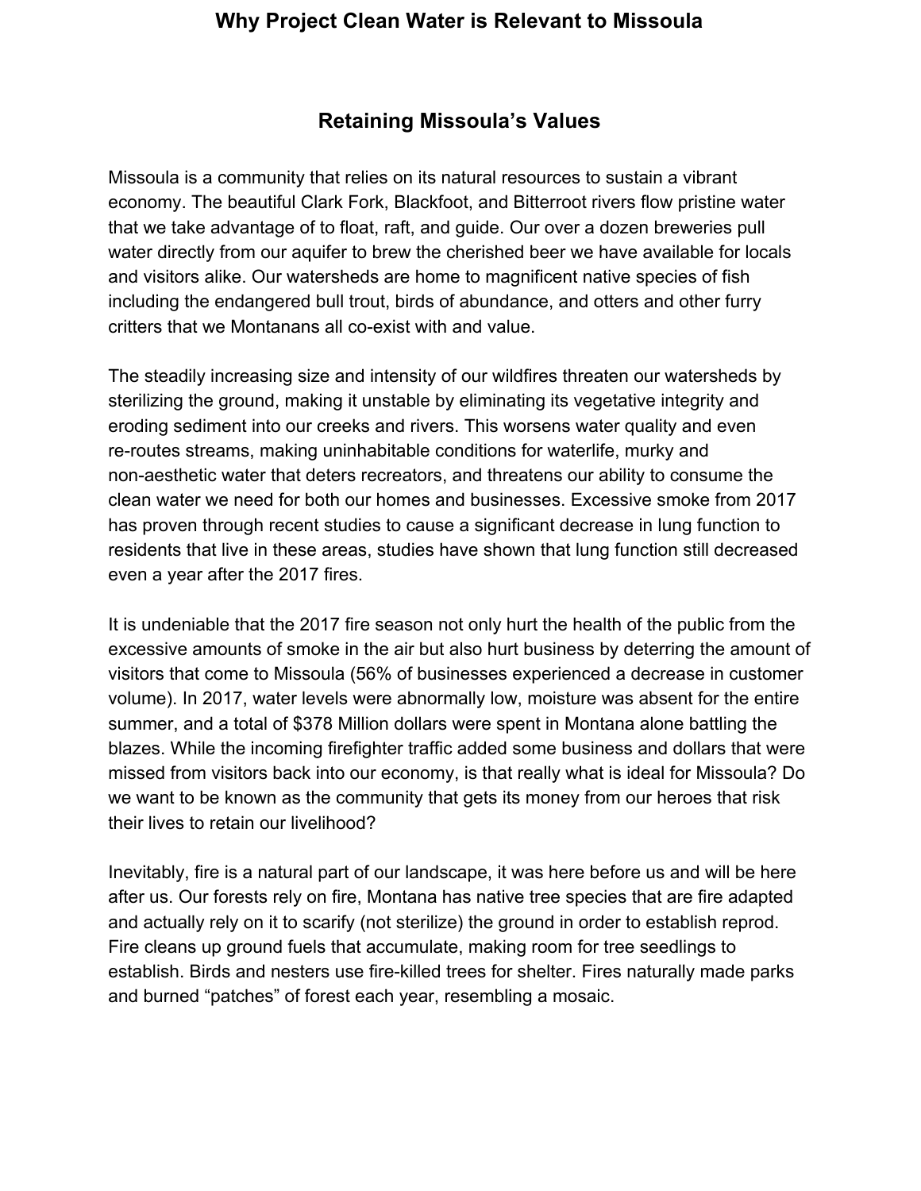# Why Project Clean Water is Relevant to Missoula

## Retaining Missoula's Values

Missoula is a community that relies on its natural resources to sustain a vibrant economy. The beautiful Clark Fork, Blackfoot, and Bitterroot rivers flow pristine water that we take advantage of to float, raft, and guide. Our over a dozen breweries pull water directly from our aquifer to brew the cherished beer we have available for locals and visitors alike. Our watersheds are home to magnificent native species of fish including the endangered bull trout, birds of abundance, and otters and other furry critters that we Montanans all co-exist with and value.

The steadily increasing size and intensity of our wildfires threaten our watersheds by sterilizing the ground, making it unstable by eliminating its vegetative integrity and eroding sediment into our creeks and rivers. This worsens water quality and even re-routes streams, making uninhabitable conditions for waterlife, murky and non-aesthetic water that deters recreators, and threatens our ability to consume the clean water we need for both our homes and businesses. Excessive smoke from 2017 has proven through recent studies to cause a significant decrease in lung function to residents that live in these areas, studies have shown that lung function still decreased even a year after the 2017 fires.

It is undeniable that the 2017 fire season not only hurt the health of the public from the excessive amounts of smoke in the air but also hurt business by deterring the amount of visitors that come to Missoula (56% of businesses experienced a decrease in customer volume). In 2017, water levels were abnormally low, moisture was absent for the entire summer, and a total of $378 Million dollars were spent in Montana alone battling the blazes. While the incoming firefighter traffic added some business and dollars that were missed from visitors back into our economy, is that really what is ideal for Missoula? Do we want to be known as the community that gets its money from our heroes that risk their lives to retain our livelihood?

Inevitably, fire is a natural part of our landscape, it was here before us and will be here after us. Our forests rely on fire, Montana has native tree species that are fire adapted and actually rely on it to scarify (not sterilize) the ground in order to establish reprod. Fire cleans up ground fuels that accumulate, making room for tree seedlings to establish. Birds and nesters use fire-killed trees for shelter. Fires naturally made parks and burned "patches" of forest each year, resembling a mosaic.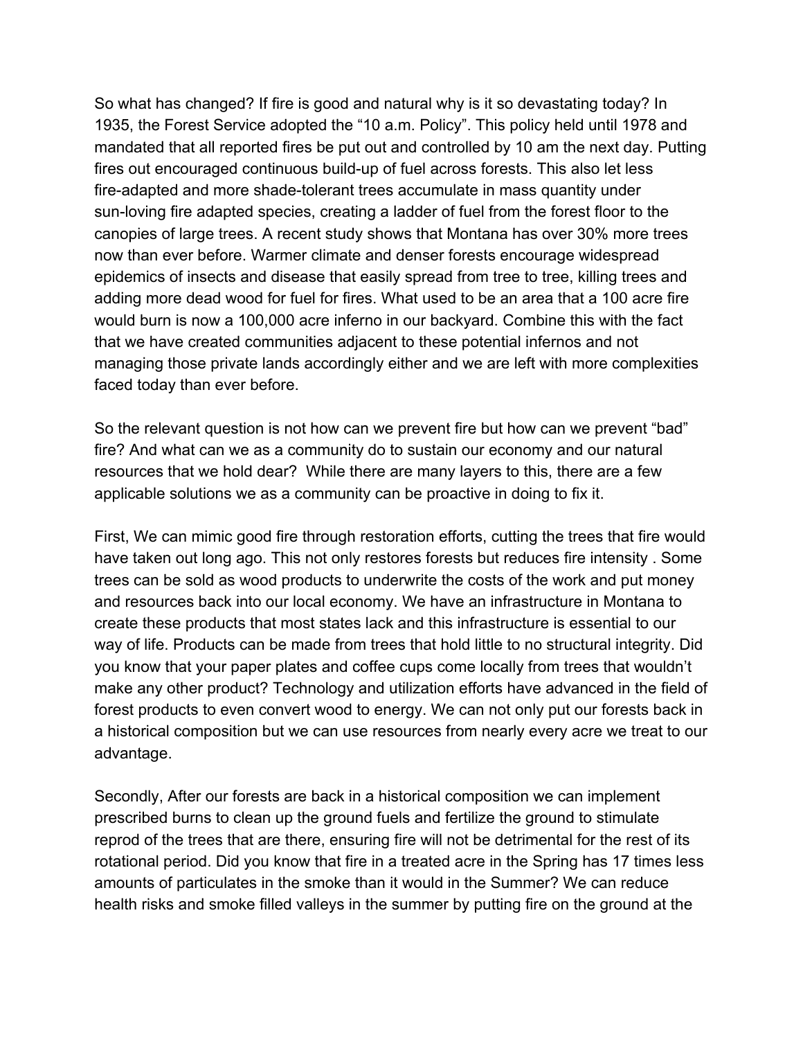So what has changed? If fire is good and natural why is it so devastating today? In 1935, the Forest Service adopted the "10 a.m. Policy". This policy held until 1978 and mandated that all reported fires be put out and controlled by 10 am the next day. Putting fires out encouraged continuous build-up of fuel across forests. This also let less fire-adapted and more shade-tolerant trees accumulate in mass quantity under sun-loving fire adapted species, creating a ladder of fuel from the forest floor to the canopies of large trees. A recent study shows that Montana has over 30% more trees now than ever before. Warmer climate and denser forests encourage widespread epidemics of insects and disease that easily spread from tree to tree, killing trees and adding more dead wood for fuel for fires. What used to be an area that a 100 acre fire would burn is now a 100,000 acre inferno in our backyard. Combine this with the fact that we have created communities adjacent to these potential infernos and not managing those private lands accordingly either and we are left with more complexities faced today than ever before.

So the relevant question is not how can we prevent fire but how can we prevent "bad" fire? And what can we as a community do to sustain our economy and our natural resources that we hold dear? While there are many layers to this, there are a few applicable solutions we as a community can be proactive in doing to fix it.

First, We can mimic good fire through restoration efforts, cutting the trees that fire would have taken out long ago. This not only restores forests but reduces fire intensity . Some trees can be sold as wood products to underwrite the costs of the work and put money and resources back into our local economy. We have an infrastructure in Montana to create these products that most states lack and this infrastructure is essential to our way of life. Products can be made from trees that hold little to no structural integrity. Did you know that your paper plates and coffee cups come locally from trees that wouldn't make any other product? Technology and utilization efforts have advanced in the field of forest products to even convert wood to energy. We can not only put our forests back in a historical composition but we can use resources from nearly every acre we treat to our advantage.

Secondly, After our forests are back in a historical composition we can implement prescribed burns to clean up the ground fuels and fertilize the ground to stimulate reprod of the trees that are there, ensuring fire will not be detrimental for the rest of its rotational period. Did you know that fire in a treated acre in the Spring has 17 times less amounts of particulates in the smoke than it would in the Summer? We can reduce health risks and smoke filled valleys in the summer by putting fire on the ground at the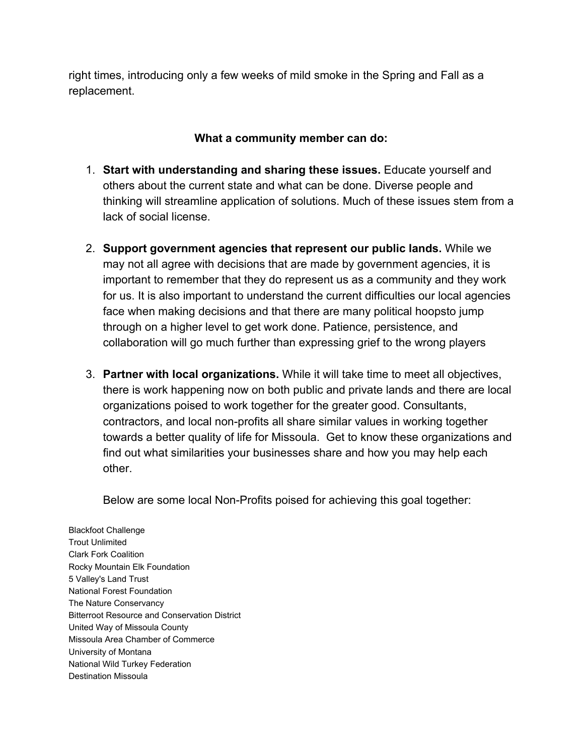right times, introducing only a few weeks of mild smoke in the Spring and Fall as a replacement.

**What a community member can do:**

1. **Start with understanding and sharing these issues.** Educate yourself and others about the current state and what can be done. Diverse people and thinking will streamline application of solutions. Much of these issues stem from a lack of social license.

2. **Support government agencies that represent our public lands.** While we may not all agree with decisions that are made by government agencies, it is important to remember that they do represent us as a community and they work for us. It is also important to understand the current difficulties our local agencies face when making decisions and that there are many political hoopsto jump through on a higher level to get work done. Patience, persistence, and collaboration will go much further than expressing grief to the wrong players

3. **Partner with local organizations.** While it will take time to meet all objectives, there is work happening now on both public and private lands and there are local organizations poised to work together for the greater good. Consultants, contractors, and local non-profits all share similar values in working together towards a better quality of life for Missoula. Get to know these organizations and find out what similarities your businesses share and how you may help each other.

   Below are some local Non-Profits poised for achieving this goal together:

Blackfoot Challenge
Trout Unlimited
Clark Fork Coalition
Rocky Mountain Elk Foundation
5 Valley's Land Trust
National Forest Foundation
The Nature Conservancy
Bitterroot Resource and Conservation District
United Way of Missoula County
Missoula Area Chamber of Commerce
University of Montana
National Wild Turkey Federation
Destination Missoula